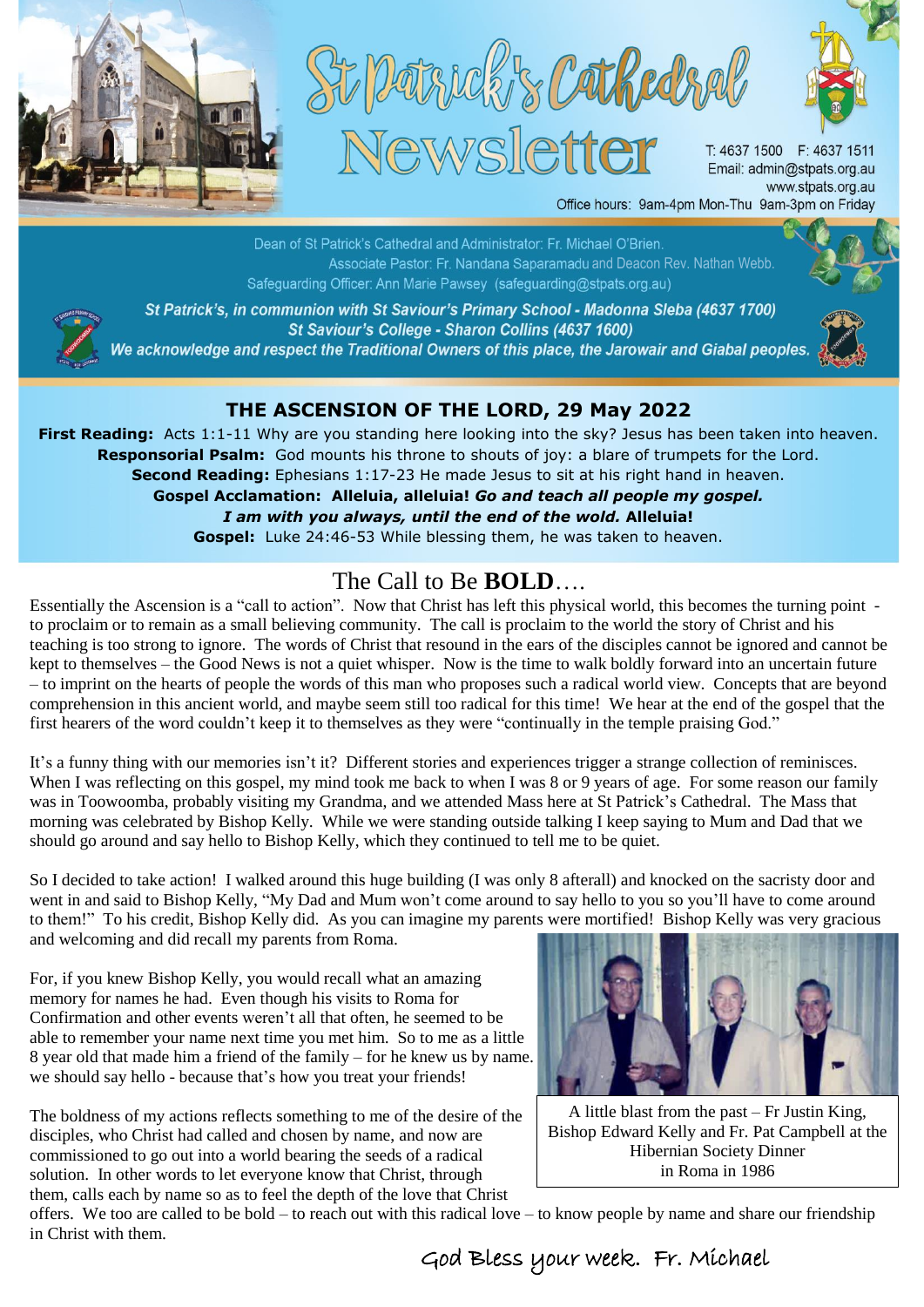# St Patrick's Cathedral Newsletter

T: 4637 1500 F: 4637 1511
Email: admin@stpats.org.au
www.stpats.org.au
Office hours: 9am-4pm Mon-Thu 9am-3pm on Friday

Dean of St Patrick's Cathedral and Administrator: Fr. Michael O'Brien.
Associate Pastor: Fr. Nandana Saparamadu and Deacon Rev. Nathan Webb.
Safeguarding Officer: Ann Marie Pawsey (safeguarding@stpats.org.au)

*St Patrick's, in communion with St Saviour's Primary School - Madonna Sleba (4637 1700)*
*St Saviour's College - Sharon Collins (4637 1600)*
*We acknowledge and respect the Traditional Owners of this place, the Jarowair and Giabal peoples.*

## THE ASCENSION OF THE LORD, 29 May 2022

**First Reading:** Acts 1:1-11 Why are you standing here looking into the sky? Jesus has been taken into heaven.
**Responsorial Psalm:** God mounts his throne to shouts of joy: a blare of trumpets for the Lord.
**Second Reading:** Ephesians 1:17-23 He made Jesus to sit at his right hand in heaven.
**Gospel Acclamation: Alleluia, alleluia!** ***Go and teach all people my gospel.***
***I am with you always, until the end of the wold.*** **Alleluia!**
**Gospel:** Luke 24:46-53 While blessing them, he was taken to heaven.

## The Call to Be **BOLD**….

Essentially the Ascension is a "call to action". Now that Christ has left this physical world, this becomes the turning point - to proclaim or to remain as a small believing community. The call is proclaim to the world the story of Christ and his teaching is too strong to ignore. The words of Christ that resound in the ears of the disciples cannot be ignored and cannot be kept to themselves – the Good News is not a quiet whisper. Now is the time to walk boldly forward into an uncertain future – to imprint on the hearts of people the words of this man who proposes such a radical world view. Concepts that are beyond comprehension in this ancient world, and maybe seem still too radical for this time! We hear at the end of the gospel that the first hearers of the word couldn't keep it to themselves as they were "continually in the temple praising God."

It's a funny thing with our memories isn't it? Different stories and experiences trigger a strange collection of reminisces. When I was reflecting on this gospel, my mind took me back to when I was 8 or 9 years of age. For some reason our family was in Toowoomba, probably visiting my Grandma, and we attended Mass here at St Patrick's Cathedral. The Mass that morning was celebrated by Bishop Kelly. While we were standing outside talking I keep saying to Mum and Dad that we should go around and say hello to Bishop Kelly, which they continued to tell me to be quiet.

So I decided to take action! I walked around this huge building (I was only 8 afterall) and knocked on the sacristy door and went in and said to Bishop Kelly, "My Dad and Mum won't come around to say hello to you so you'll have to come around to them!" To his credit, Bishop Kelly did. As you can imagine my parents were mortified! Bishop Kelly was very gracious and welcoming and did recall my parents from Roma.

For, if you knew Bishop Kelly, you would recall what an amazing memory for names he had. Even though his visits to Roma for Confirmation and other events weren't all that often, he seemed to be able to remember your name next time you met him. So to me as a little 8 year old that made him a friend of the family – for he knew us by name. we should say hello - because that's how you treat your friends!

A little blast from the past – Fr Justin King, Bishop Edward Kelly and Fr. Pat Campbell at the Hibernian Society Dinner in Roma in 1986

The boldness of my actions reflects something to me of the desire of the disciples, who Christ had called and chosen by name, and now are commissioned to go out into a world bearing the seeds of a radical solution. In other words to let everyone know that Christ, through them, calls each by name so as to feel the depth of the love that Christ offers. We too are called to be bold – to reach out with this radical love – to know people by name and share our friendship in Christ with them.

God Bless your week. Fr. Michael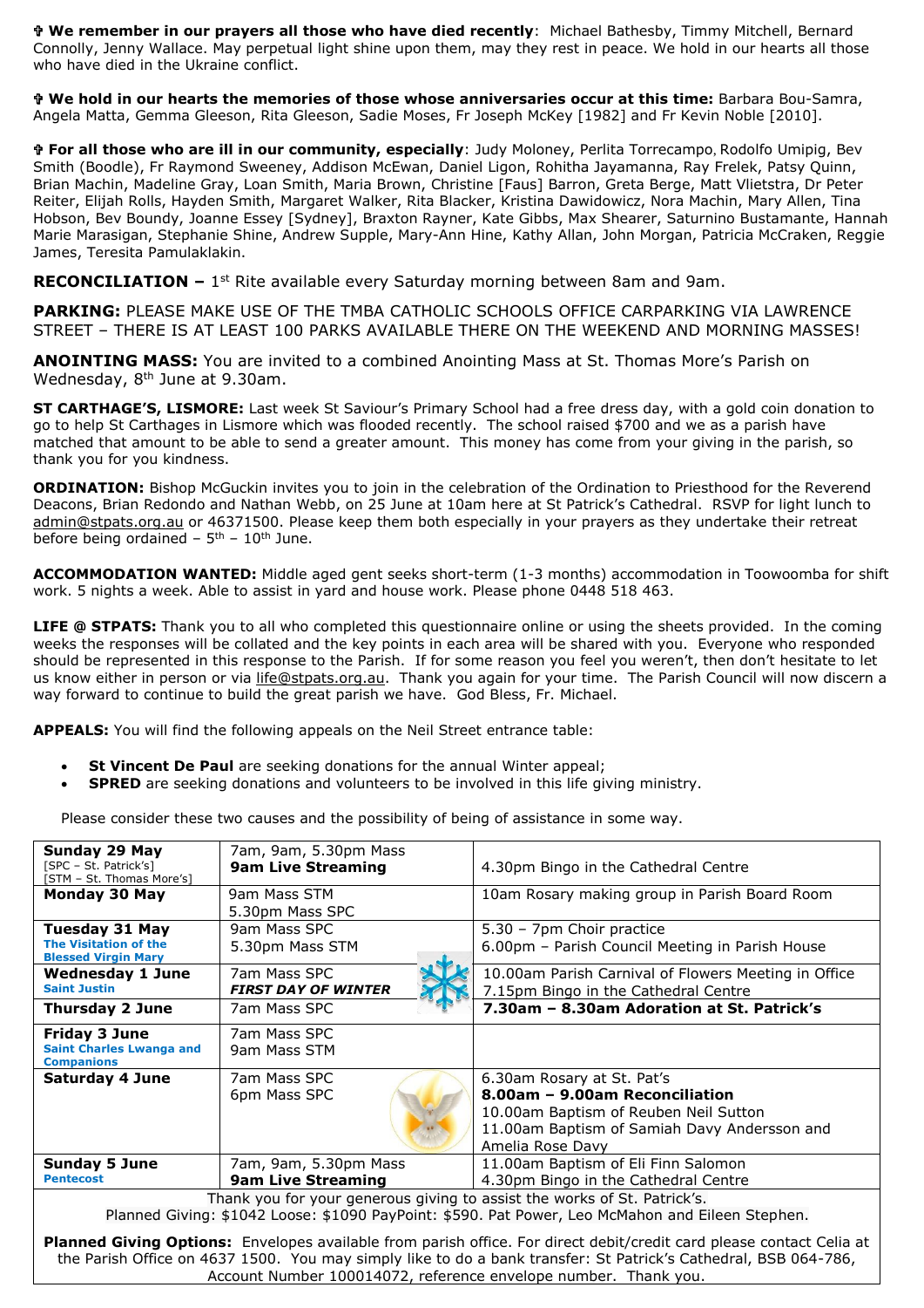✞ **We remember in our prayers all those who have died recently**: Michael Bathesby, Timmy Mitchell, Bernard Connolly, Jenny Wallace. May perpetual light shine upon them, may they rest in peace. We hold in our hearts all those who have died in the Ukraine conflict.

✞ **We hold in our hearts the memories of those whose anniversaries occur at this time:** Barbara Bou-Samra, Angela Matta, Gemma Gleeson, Rita Gleeson, Sadie Moses, Fr Joseph McKey [1982] and Fr Kevin Noble [2010].

✞ **For all those who are ill in our community, especially**: Judy Moloney, Perlita Torrecampo, Rodolfo Umipig, Bev Smith (Boodle), Fr Raymond Sweeney, Addison McEwan, Daniel Ligon, Rohitha Jayamanna, Ray Frelek, Patsy Quinn, Brian Machin, Madeline Gray, Loan Smith, Maria Brown, Christine [Faus] Barron, Greta Berge, Matt Vlietstra, Dr Peter Reiter, Elijah Rolls, Hayden Smith, Margaret Walker, Rita Blacker, Kristina Dawidowicz, Nora Machin, Mary Allen, Tina Hobson, Bev Boundy, Joanne Essey [Sydney], Braxton Rayner, Kate Gibbs, Max Shearer, Saturnino Bustamante, Hannah Marie Marasigan, Stephanie Shine, Andrew Supple, Mary-Ann Hine, Kathy Allan, John Morgan, Patricia McCraken, Reggie James, Teresita Pamulaklakin.

**RECONCILIATION –** 1st Rite available every Saturday morning between 8am and 9am.

**PARKING:** PLEASE MAKE USE OF THE TMBA CATHOLIC SCHOOLS OFFICE CARPARKING VIA LAWRENCE STREET – THERE IS AT LEAST 100 PARKS AVAILABLE THERE ON THE WEEKEND AND MORNING MASSES!

**ANOINTING MASS:** You are invited to a combined Anointing Mass at St. Thomas More's Parish on Wednesday, 8th June at 9.30am.

**ST CARTHAGE'S, LISMORE:** Last week St Saviour's Primary School had a free dress day, with a gold coin donation to go to help St Carthages in Lismore which was flooded recently. The school raised $700 and we as a parish have matched that amount to be able to send a greater amount. This money has come from your giving in the parish, so thank you for you kindness.

**ORDINATION:** Bishop McGuckin invites you to join in the celebration of the Ordination to Priesthood for the Reverend Deacons, Brian Redondo and Nathan Webb, on 25 June at 10am here at St Patrick's Cathedral. RSVP for light lunch to admin@stpats.org.au or 46371500. Please keep them both especially in your prayers as they undertake their retreat before being ordained – 5th – 10th June.

**ACCOMMODATION WANTED:** Middle aged gent seeks short-term (1-3 months) accommodation in Toowoomba for shift work. 5 nights a week. Able to assist in yard and house work. Please phone 0448 518 463.

**LIFE @ STPATS:** Thank you to all who completed this questionnaire online or using the sheets provided. In the coming weeks the responses will be collated and the key points in each area will be shared with you. Everyone who responded should be represented in this response to the Parish. If for some reason you feel you weren't, then don't hesitate to let us know either in person or via life@stpats.org.au. Thank you again for your time. The Parish Council will now discern a way forward to continue to build the great parish we have. God Bless, Fr. Michael.

**APPEALS:** You will find the following appeals on the Neil Street entrance table:

- **St Vincent De Paul** are seeking donations for the annual Winter appeal;
- **SPRED** are seeking donations and volunteers to be involved in this life giving ministry.

Please consider these two causes and the possibility of being of assistance in some way.

| | | |
|---|---|---|
| **Sunday 29 May**<br>[SPC – St. Patrick's]<br>[STM – St. Thomas More's] | 7am, 9am, 5.30pm Mass<br>**9am Live Streaming** | 4.30pm Bingo in the Cathedral Centre |
| **Monday 30 May** | 9am Mass STM<br>5.30pm Mass SPC | 10am Rosary making group in Parish Board Room |
| **Tuesday 31 May**<br>**The Visitation of the Blessed Virgin Mary** | 9am Mass SPC<br>5.30pm Mass STM | 5.30 – 7pm Choir practice<br>6.00pm – Parish Council Meeting in Parish House |
| **Wednesday 1 June**<br>**Saint Justin** | 7am Mass SPC<br>***FIRST DAY OF WINTER*** | 10.00am Parish Carnival of Flowers Meeting in Office<br>7.15pm Bingo in the Cathedral Centre |
| **Thursday 2 June** | 7am Mass SPC | **7.30am – 8.30am Adoration at St. Patrick's** |
| **Friday 3 June**<br>**Saint Charles Lwanga and Companions** | 7am Mass SPC<br>9am Mass STM | |
| **Saturday 4 June** | 7am Mass SPC<br>6pm Mass SPC | 6.30am Rosary at St. Pat's<br>**8.00am – 9.00am Reconciliation**<br>10.00am Baptism of Reuben Neil Sutton<br>11.00am Baptism of Samiah Davy Andersson and Amelia Rose Davy |
| **Sunday 5 June**<br>**Pentecost** | 7am, 9am, 5.30pm Mass<br>**9am Live Streaming** | 11.00am Baptism of Eli Finn Salomon<br>4.30pm Bingo in the Cathedral Centre |

Thank you for your generous giving to assist the works of St. Patrick's.
Planned Giving: $1042 Loose: $1090 PayPoint: $590. Pat Power, Leo McMahon and Eileen Stephen.

**Planned Giving Options:** Envelopes available from parish office. For direct debit/credit card please contact Celia at the Parish Office on 4637 1500. You may simply like to do a bank transfer: St Patrick's Cathedral, BSB 064-786, Account Number 100014072, reference envelope number. Thank you.